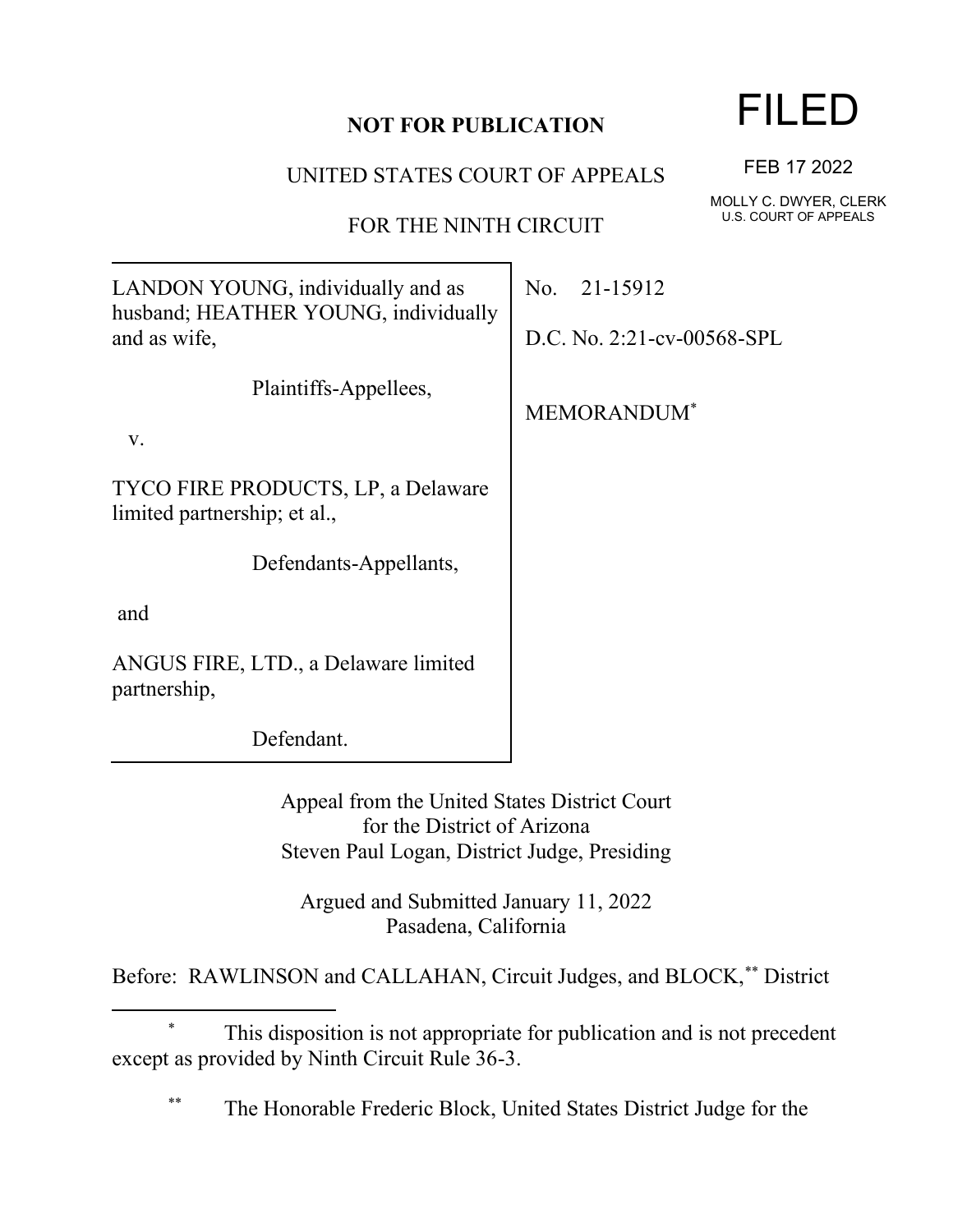**NOT FOR PUBLICATION**

FILED

FEB 17 2022

MOLLY C. DWYER, CLERK
U.S. COURT OF APPEALS

UNITED STATES COURT OF APPEALS

FOR THE NINTH CIRCUIT

LANDON YOUNG, individually and as husband; HEATHER YOUNG, individually and as wife,

Plaintiffs-Appellees,

v.

TYCO FIRE PRODUCTS, LP, a Delaware limited partnership; et al.,

Defendants-Appellants,

and

ANGUS FIRE, LTD., a Delaware limited partnership,

Defendant.

No. 21-15912

D.C. No. 2:21-cv-00568-SPL

MEMORANDUM*

Appeal from the United States District Court
for the District of Arizona
Steven Paul Logan, District Judge, Presiding

Argued and Submitted January 11, 2022
Pasadena, California

Before: RAWLINSON and CALLAHAN, Circuit Judges, and BLOCK,** District

---

\* This disposition is not appropriate for publication and is not precedent except as provided by Ninth Circuit Rule 36-3.

\*\* The Honorable Frederic Block, United States District Judge for the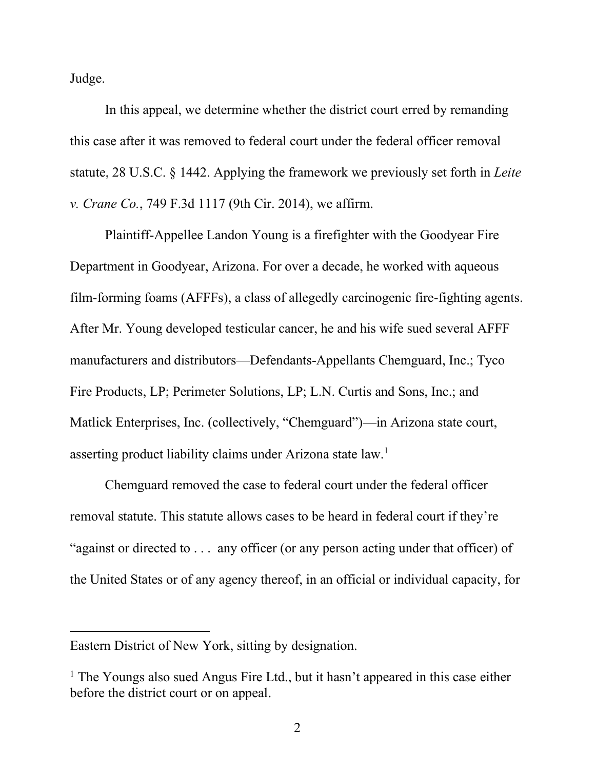Judge.

In this appeal, we determine whether the district court erred by remanding this case after it was removed to federal court under the federal officer removal statute, 28 U.S.C. § 1442. Applying the framework we previously set forth in *Leite v. Crane Co.*, 749 F.3d 1117 (9th Cir. 2014), we affirm.

Plaintiff-Appellee Landon Young is a firefighter with the Goodyear Fire Department in Goodyear, Arizona. For over a decade, he worked with aqueous film-forming foams (AFFFs), a class of allegedly carcinogenic fire-fighting agents. After Mr. Young developed testicular cancer, he and his wife sued several AFFF manufacturers and distributors—Defendants-Appellants Chemguard, Inc.; Tyco Fire Products, LP; Perimeter Solutions, LP; L.N. Curtis and Sons, Inc.; and Matlick Enterprises, Inc. (collectively, "Chemguard")—in Arizona state court, asserting product liability claims under Arizona state law.[1]

Chemguard removed the case to federal court under the federal officer removal statute. This statute allows cases to be heard in federal court if they're "against or directed to . . . any officer (or any person acting under that officer) of the United States or of any agency thereof, in an official or individual capacity, for

---

Eastern District of New York, sitting by designation.

[1] The Youngs also sued Angus Fire Ltd., but it hasn't appeared in this case either before the district court or on appeal.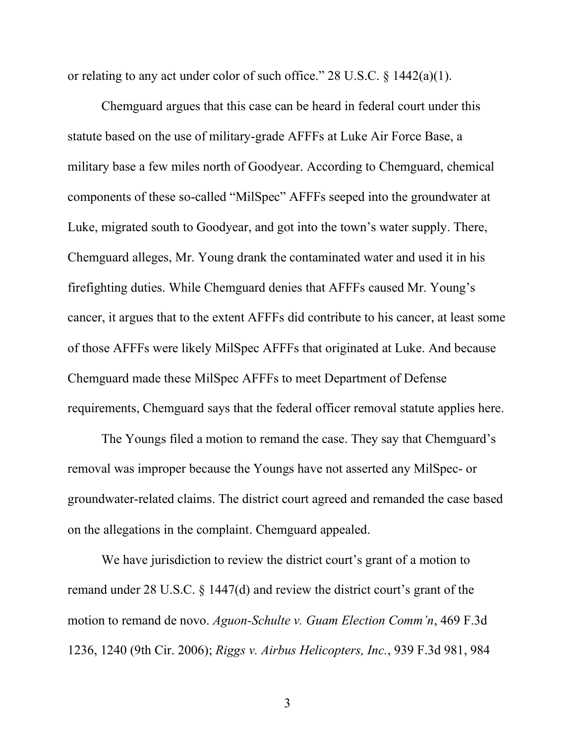or relating to any act under color of such office." 28 U.S.C. § 1442(a)(1).

Chemguard argues that this case can be heard in federal court under this statute based on the use of military-grade AFFFs at Luke Air Force Base, a military base a few miles north of Goodyear. According to Chemguard, chemical components of these so-called "MilSpec" AFFFs seeped into the groundwater at Luke, migrated south to Goodyear, and got into the town's water supply. There, Chemguard alleges, Mr. Young drank the contaminated water and used it in his firefighting duties. While Chemguard denies that AFFFs caused Mr. Young's cancer, it argues that to the extent AFFFs did contribute to his cancer, at least some of those AFFFs were likely MilSpec AFFFs that originated at Luke. And because Chemguard made these MilSpec AFFFs to meet Department of Defense requirements, Chemguard says that the federal officer removal statute applies here.

The Youngs filed a motion to remand the case. They say that Chemguard's removal was improper because the Youngs have not asserted any MilSpec- or groundwater-related claims. The district court agreed and remanded the case based on the allegations in the complaint. Chemguard appealed.

We have jurisdiction to review the district court's grant of a motion to remand under 28 U.S.C. § 1447(d) and review the district court's grant of the motion to remand de novo. *Aguon-Schulte v. Guam Election Comm'n*, 469 F.3d 1236, 1240 (9th Cir. 2006); *Riggs v. Airbus Helicopters, Inc.*, 939 F.3d 981, 984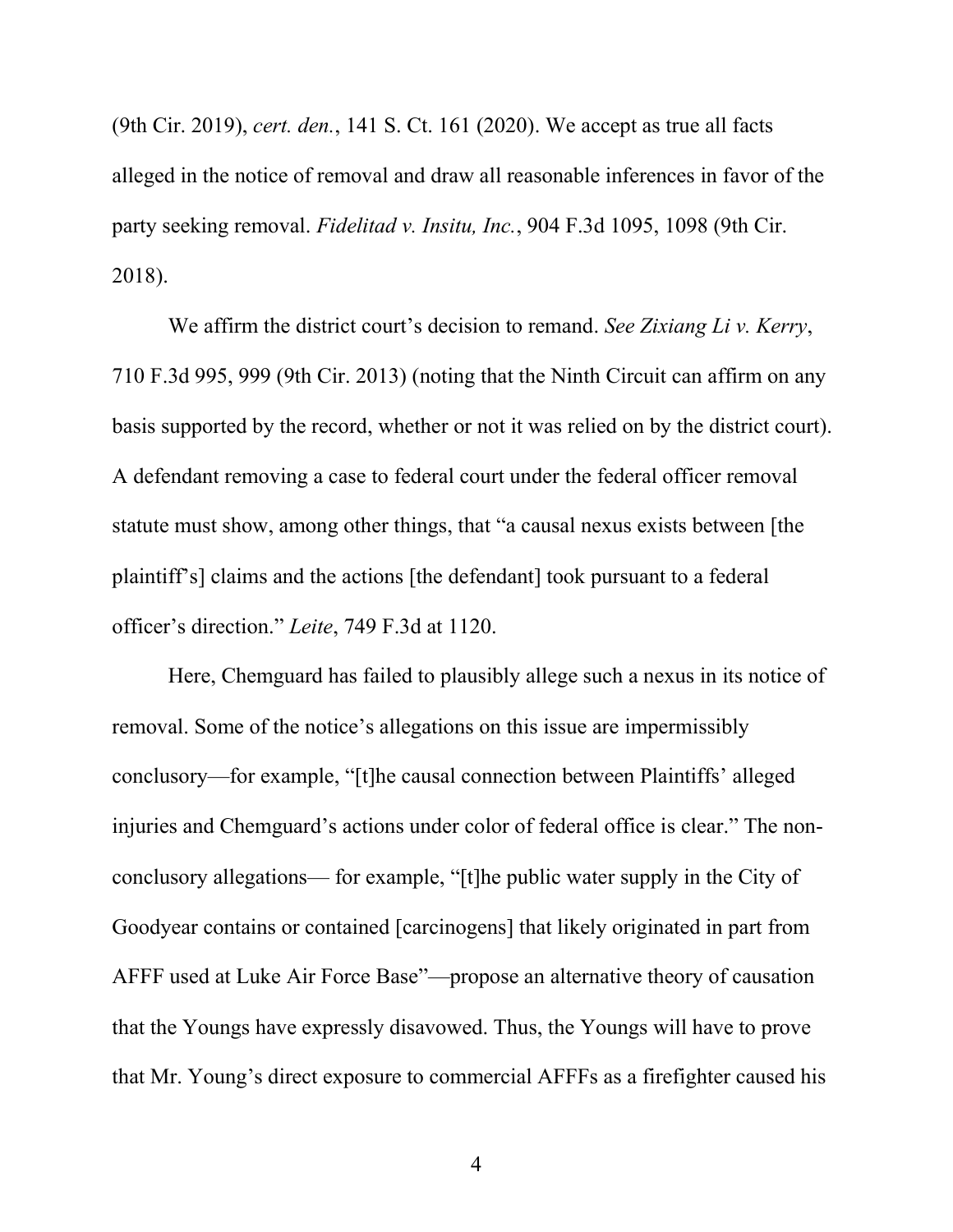(9th Cir. 2019), *cert. den.*, 141 S. Ct. 161 (2020). We accept as true all facts alleged in the notice of removal and draw all reasonable inferences in favor of the party seeking removal. *Fidelitad v. Insitu, Inc.*, 904 F.3d 1095, 1098 (9th Cir. 2018).

We affirm the district court's decision to remand. *See Zixiang Li v. Kerry*, 710 F.3d 995, 999 (9th Cir. 2013) (noting that the Ninth Circuit can affirm on any basis supported by the record, whether or not it was relied on by the district court). A defendant removing a case to federal court under the federal officer removal statute must show, among other things, that "a causal nexus exists between [the plaintiff's] claims and the actions [the defendant] took pursuant to a federal officer's direction." *Leite*, 749 F.3d at 1120.

Here, Chemguard has failed to plausibly allege such a nexus in its notice of removal. Some of the notice's allegations on this issue are impermissibly conclusory—for example, "[t]he causal connection between Plaintiffs' alleged injuries and Chemguard's actions under color of federal office is clear." The non-conclusory allegations— for example, "[t]he public water supply in the City of Goodyear contains or contained [carcinogens] that likely originated in part from AFFF used at Luke Air Force Base"—propose an alternative theory of causation that the Youngs have expressly disavowed. Thus, the Youngs will have to prove that Mr. Young's direct exposure to commercial AFFFs as a firefighter caused his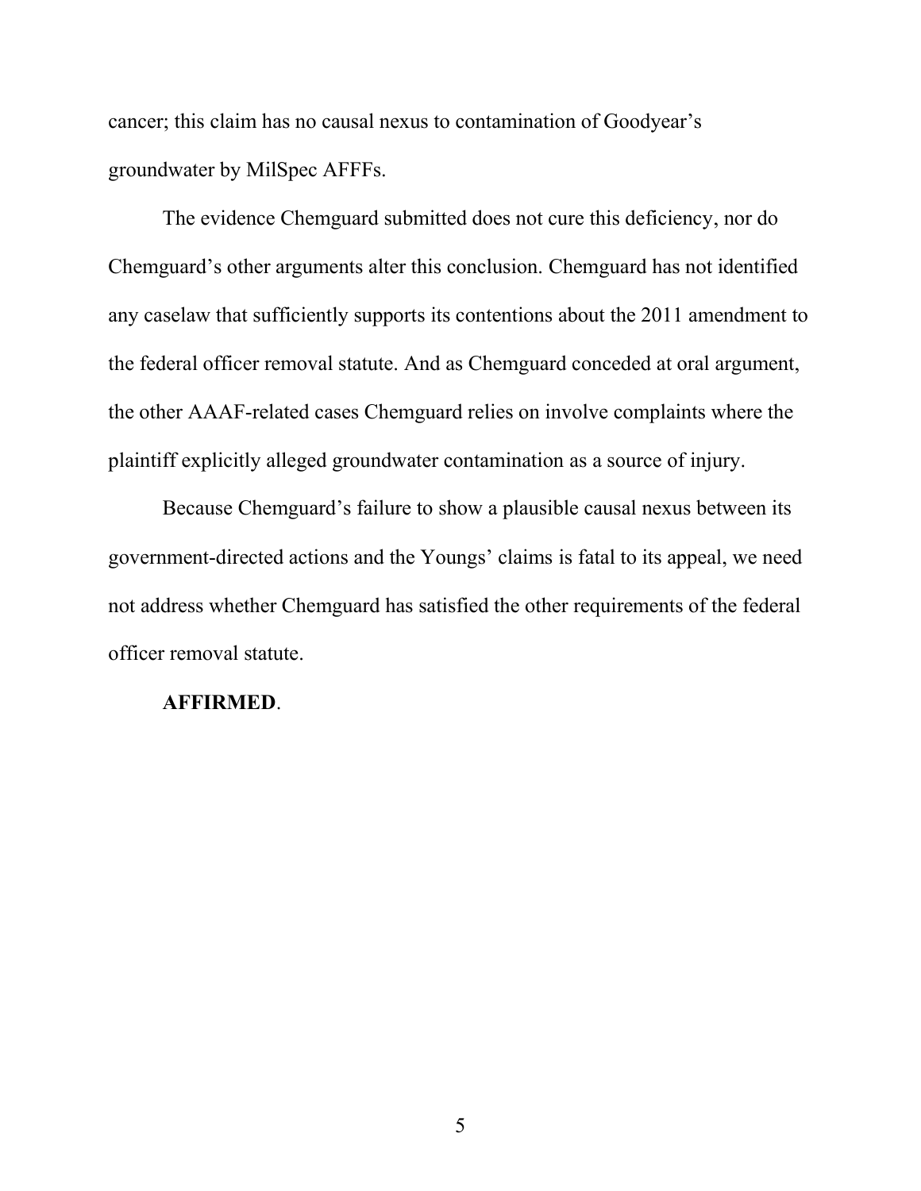cancer; this claim has no causal nexus to contamination of Goodyear's groundwater by MilSpec AFFFs.

The evidence Chemguard submitted does not cure this deficiency, nor do Chemguard's other arguments alter this conclusion. Chemguard has not identified any caselaw that sufficiently supports its contentions about the 2011 amendment to the federal officer removal statute. And as Chemguard conceded at oral argument, the other AAAF-related cases Chemguard relies on involve complaints where the plaintiff explicitly alleged groundwater contamination as a source of injury.

Because Chemguard's failure to show a plausible causal nexus between its government-directed actions and the Youngs' claims is fatal to its appeal, we need not address whether Chemguard has satisfied the other requirements of the federal officer removal statute.

**AFFIRMED**.